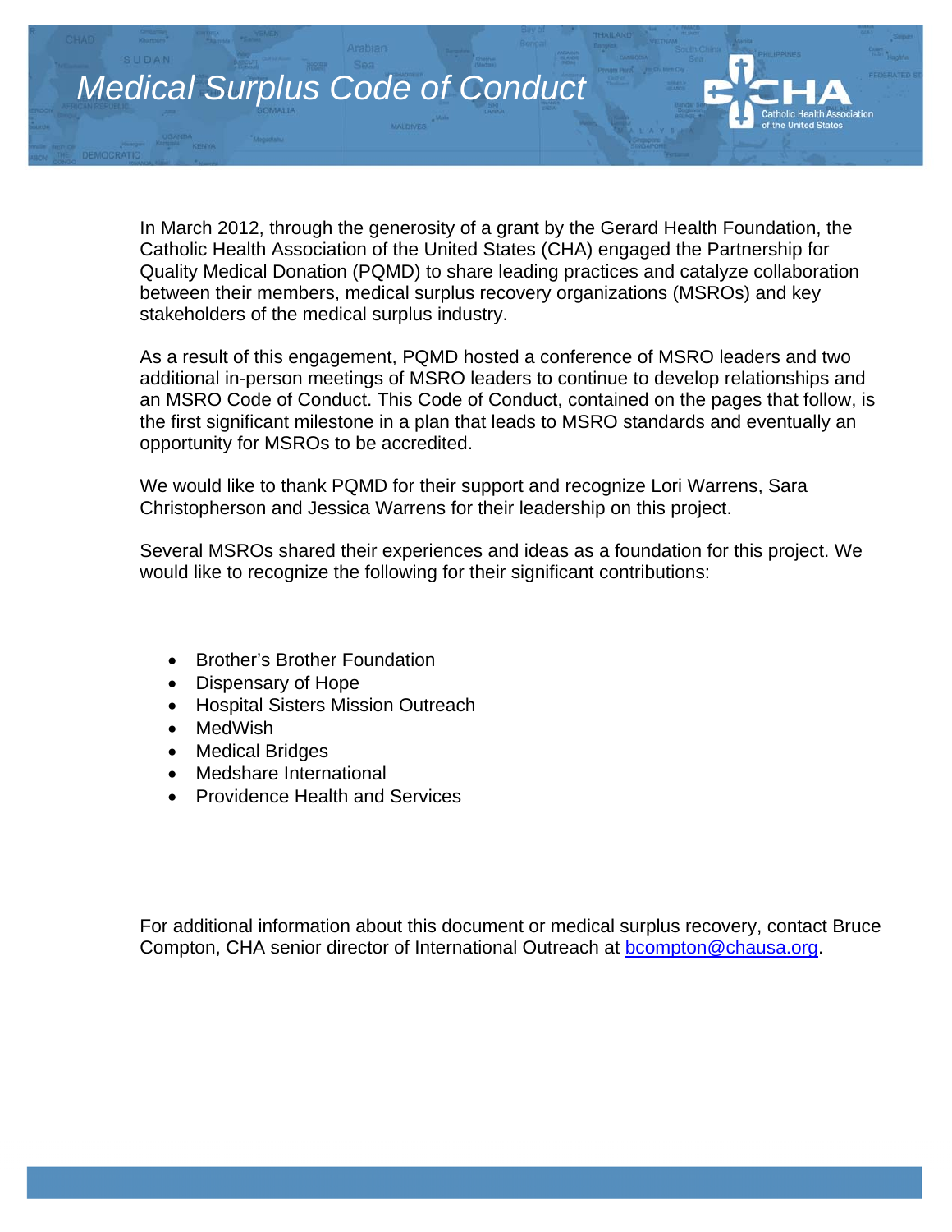# Medical Surplus Code of Conduct

In March 2012, through the generosity of a grant by the Gerard Health Foundation, the Catholic Health Association of the United States (CHA) engaged the Partnership for Quality Medical Donation (PQMD) to share leading practices and catalyze collaboration between their members, medical surplus recovery organizations (MSROs) and key stakeholders of the medical surplus industry.

As a result of this engagement, PQMD hosted a conference of MSRO leaders and two additional in-person meetings of MSRO leaders to continue to develop relationships and an MSRO Code of Conduct. This Code of Conduct, contained on the pages that follow, is the first significant milestone in a plan that leads to MSRO standards and eventually an opportunity for MSROs to be accredited.

We would like to thank PQMD for their support and recognize Lori Warrens, Sara Christopherson and Jessica Warrens for their leadership on this project.

Several MSROs shared their experiences and ideas as a foundation for this project. We would like to recognize the following for their significant contributions:

- Brother's Brother Foundation
- Dispensary of Hope
- Hospital Sisters Mission Outreach
- MedWish
- Medical Bridges
- Medshare International
- Providence Health and Services

For additional information about this document or medical surplus recovery, contact Bruce Compton, CHA senior director of International Outreach at bcompton@chausa.org.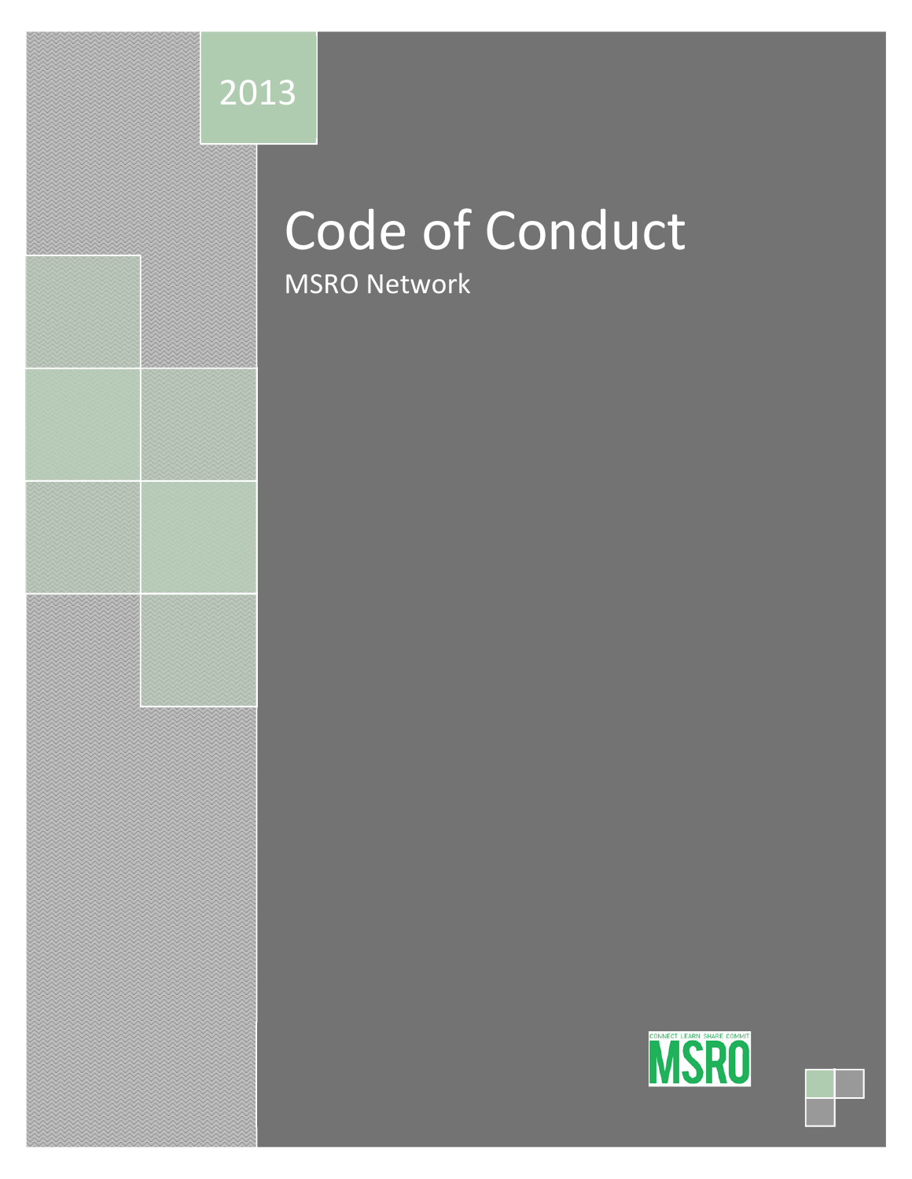2013

# Code of Conduct

MSRO Network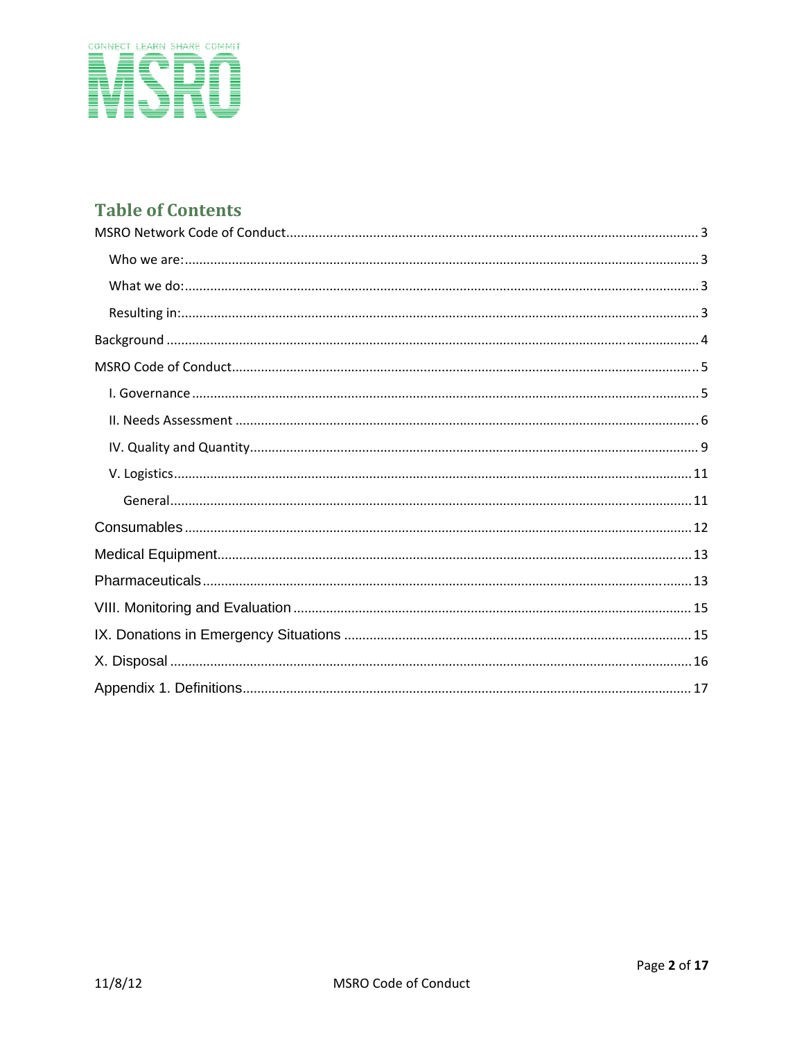## Table of Contents

MSRO Network Code of Conduct ..... 3

- Who we are: ..... 3
- What we do: ..... 3
- Resulting in: ..... 3

Background ..... 4

MSRO Code of Conduct ..... 5

- I. Governance ..... 5
- II. Needs Assessment ..... 6
- IV. Quality and Quantity ..... 9
- V. Logistics ..... 11
  - General ..... 11

Consumables ..... 12

Medical Equipment ..... 13

Pharmaceuticals ..... 13

VIII. Monitoring and Evaluation ..... 15

IX. Donations in Emergency Situations ..... 15

X. Disposal ..... 16

Appendix 1. Definitions ..... 17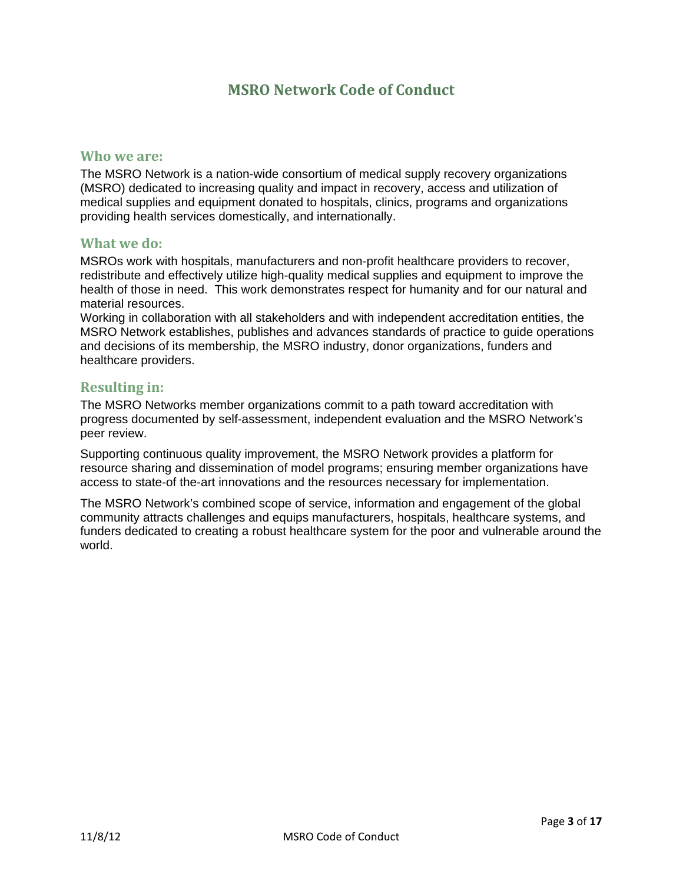# MSRO Network Code of Conduct

## Who we are:

The MSRO Network is a nation-wide consortium of medical supply recovery organizations (MSRO) dedicated to increasing quality and impact in recovery, access and utilization of medical supplies and equipment donated to hospitals, clinics, programs and organizations providing health services domestically, and internationally.

## What we do:

MSROs work with hospitals, manufacturers and non-profit healthcare providers to recover, redistribute and effectively utilize high-quality medical supplies and equipment to improve the health of those in need. This work demonstrates respect for humanity and for our natural and material resources.

Working in collaboration with all stakeholders and with independent accreditation entities, the MSRO Network establishes, publishes and advances standards of practice to guide operations and decisions of its membership, the MSRO industry, donor organizations, funders and healthcare providers.

## Resulting in:

The MSRO Networks member organizations commit to a path toward accreditation with progress documented by self-assessment, independent evaluation and the MSRO Network's peer review.

Supporting continuous quality improvement, the MSRO Network provides a platform for resource sharing and dissemination of model programs; ensuring member organizations have access to state-of the-art innovations and the resources necessary for implementation.

The MSRO Network's combined scope of service, information and engagement of the global community attracts challenges and equips manufacturers, hospitals, healthcare systems, and funders dedicated to creating a robust healthcare system for the poor and vulnerable around the world.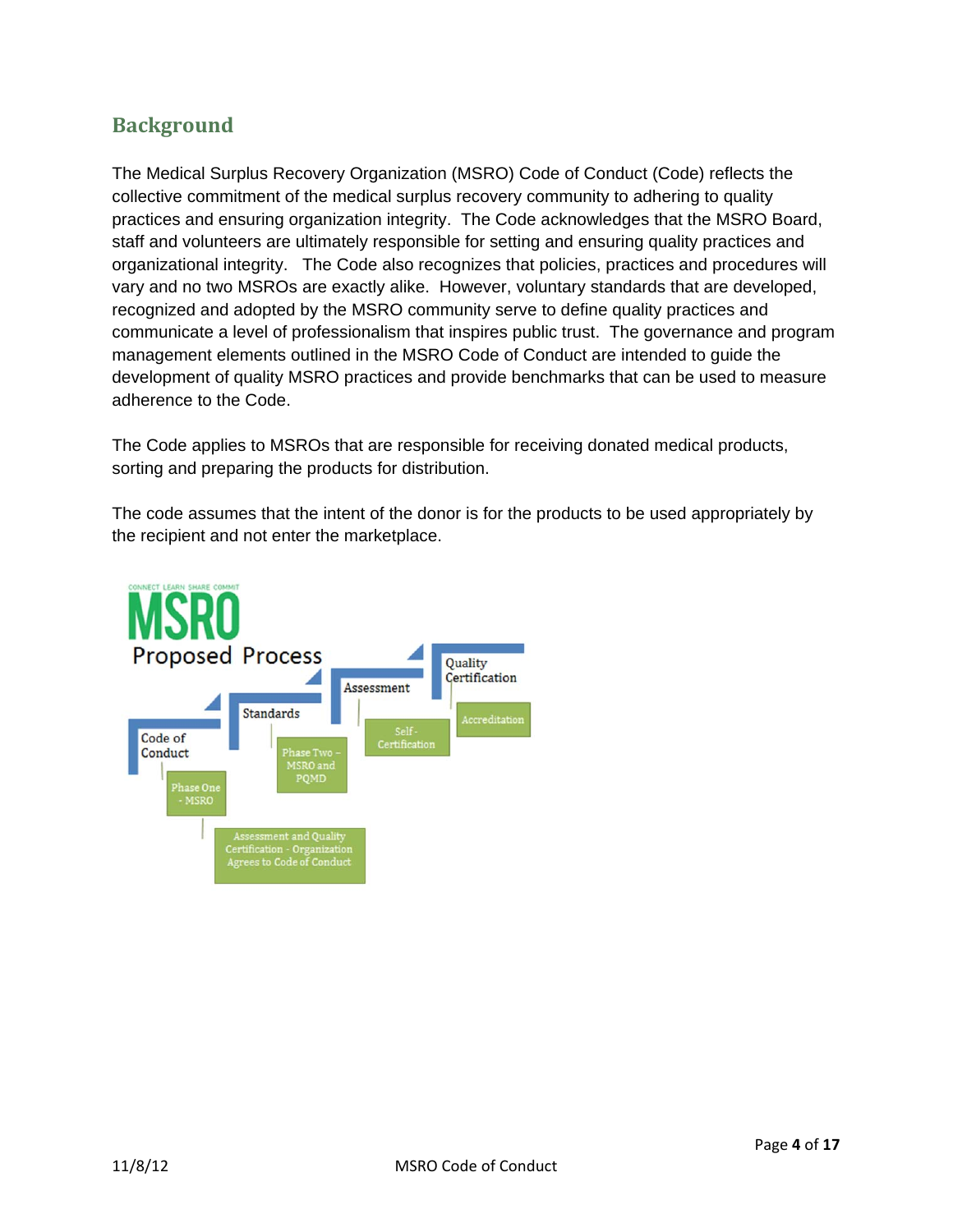## Background

The Medical Surplus Recovery Organization (MSRO) Code of Conduct (Code) reflects the collective commitment of the medical surplus recovery community to adhering to quality practices and ensuring organization integrity. The Code acknowledges that the MSRO Board, staff and volunteers are ultimately responsible for setting and ensuring quality practices and organizational integrity. The Code also recognizes that policies, practices and procedures will vary and no two MSROs are exactly alike. However, voluntary standards that are developed, recognized and adopted by the MSRO community serve to define quality practices and communicate a level of professionalism that inspires public trust. The governance and program management elements outlined in the MSRO Code of Conduct are intended to guide the development of quality MSRO practices and provide benchmarks that can be used to measure adherence to the Code.

The Code applies to MSROs that are responsible for receiving donated medical products, sorting and preparing the products for distribution.

The code assumes that the intent of the donor is for the products to be used appropriately by the recipient and not enter the marketplace.

CONNECT LEARN SHARE COMMIT

**MSRO**

Proposed Process

- Code of Conduct
  - Phase One - MSRO
  - Assessment and Quality Certification - Organization Agrees to Code of Conduct
- Standards
  - Phase Two – MSRO and PQMD
- Assessment
  - Self-Certification
- Quality Certification
  - Accreditation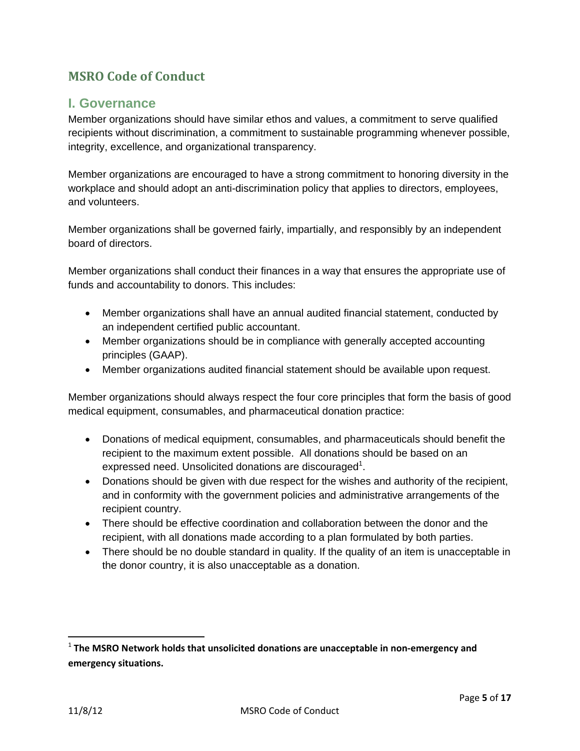## MSRO Code of Conduct

### I. Governance

Member organizations should have similar ethos and values, a commitment to serve qualified recipients without discrimination, a commitment to sustainable programming whenever possible, integrity, excellence, and organizational transparency.

Member organizations are encouraged to have a strong commitment to honoring diversity in the workplace and should adopt an anti-discrimination policy that applies to directors, employees, and volunteers.

Member organizations shall be governed fairly, impartially, and responsibly by an independent board of directors.

Member organizations shall conduct their finances in a way that ensures the appropriate use of funds and accountability to donors. This includes:

- Member organizations shall have an annual audited financial statement, conducted by an independent certified public accountant.
- Member organizations should be in compliance with generally accepted accounting principles (GAAP).
- Member organizations audited financial statement should be available upon request.

Member organizations should always respect the four core principles that form the basis of good medical equipment, consumables, and pharmaceutical donation practice:

- Donations of medical equipment, consumables, and pharmaceuticals should benefit the recipient to the maximum extent possible. All donations should be based on an expressed need. Unsolicited donations are discouraged[1].
- Donations should be given with due respect for the wishes and authority of the recipient, and in conformity with the government policies and administrative arrangements of the recipient country.
- There should be effective coordination and collaboration between the donor and the recipient, with all donations made according to a plan formulated by both parties.
- There should be no double standard in quality. If the quality of an item is unacceptable in the donor country, it is also unacceptable as a donation.

---

[1] **The MSRO Network holds that unsolicited donations are unacceptable in non-emergency and emergency situations.**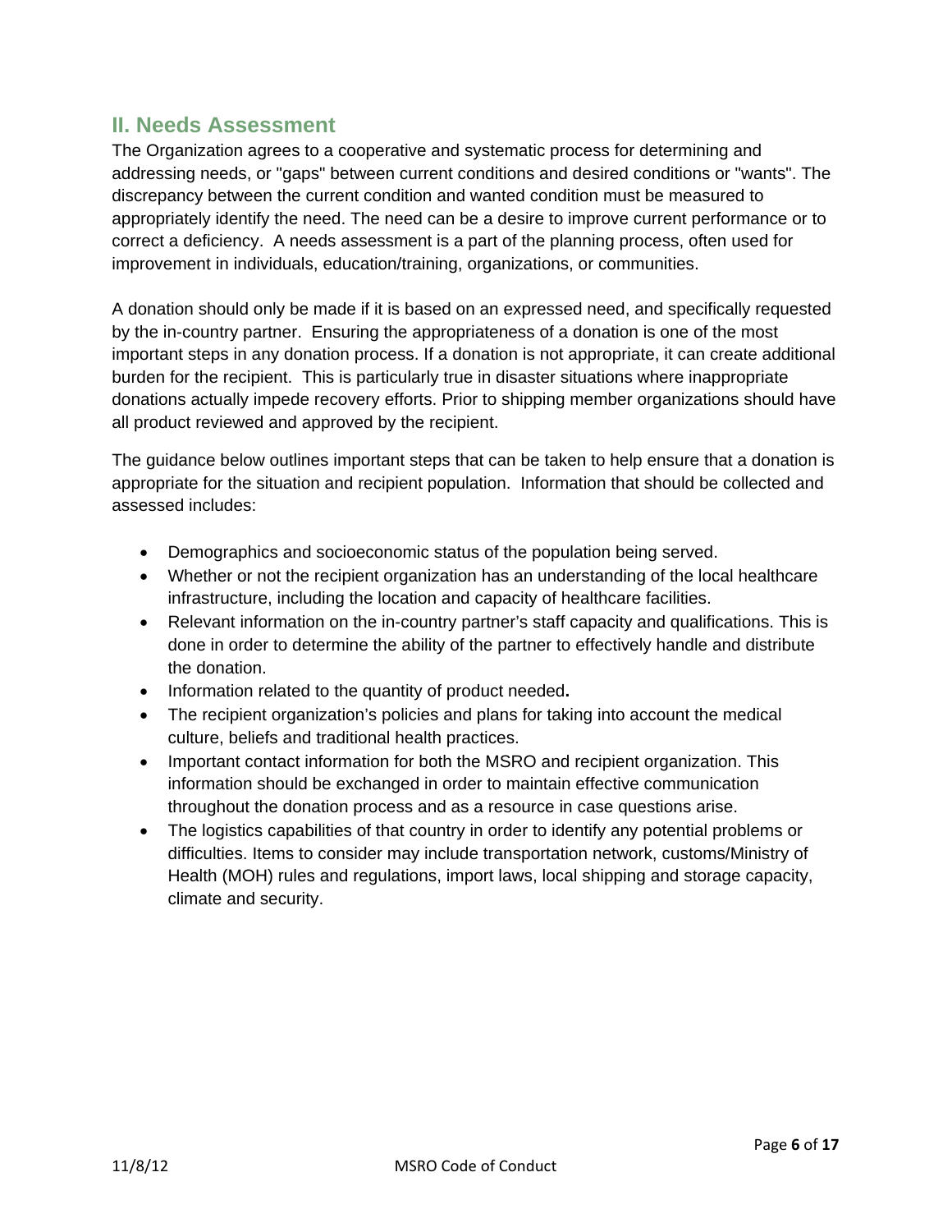## II. Needs Assessment

The Organization agrees to a cooperative and systematic process for determining and addressing needs, or "gaps" between current conditions and desired conditions or "wants". The discrepancy between the current condition and wanted condition must be measured to appropriately identify the need. The need can be a desire to improve current performance or to correct a deficiency. A needs assessment is a part of the planning process, often used for improvement in individuals, education/training, organizations, or communities.

A donation should only be made if it is based on an expressed need, and specifically requested by the in-country partner. Ensuring the appropriateness of a donation is one of the most important steps in any donation process. If a donation is not appropriate, it can create additional burden for the recipient. This is particularly true in disaster situations where inappropriate donations actually impede recovery efforts. Prior to shipping member organizations should have all product reviewed and approved by the recipient.

The guidance below outlines important steps that can be taken to help ensure that a donation is appropriate for the situation and recipient population. Information that should be collected and assessed includes:

- Demographics and socioeconomic status of the population being served.
- Whether or not the recipient organization has an understanding of the local healthcare infrastructure, including the location and capacity of healthcare facilities.
- Relevant information on the in-country partner's staff capacity and qualifications. This is done in order to determine the ability of the partner to effectively handle and distribute the donation.
- Information related to the quantity of product needed.
- The recipient organization's policies and plans for taking into account the medical culture, beliefs and traditional health practices.
- Important contact information for both the MSRO and recipient organization. This information should be exchanged in order to maintain effective communication throughout the donation process and as a resource in case questions arise.
- The logistics capabilities of that country in order to identify any potential problems or difficulties. Items to consider may include transportation network, customs/Ministry of Health (MOH) rules and regulations, import laws, local shipping and storage capacity, climate and security.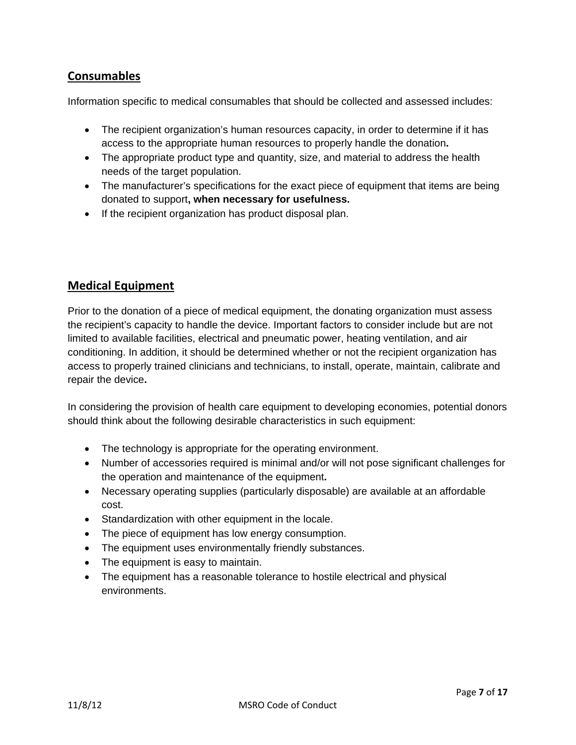## Consumables

Information specific to medical consumables that should be collected and assessed includes:

- The recipient organization's human resources capacity, in order to determine if it has access to the appropriate human resources to properly handle the donation**.**
- The appropriate product type and quantity, size, and material to address the health needs of the target population.
- The manufacturer's specifications for the exact piece of equipment that items are being donated to support**, when necessary for usefulness.**
- If the recipient organization has product disposal plan.

## Medical Equipment

Prior to the donation of a piece of medical equipment, the donating organization must assess the recipient's capacity to handle the device. Important factors to consider include but are not limited to available facilities, electrical and pneumatic power, heating ventilation, and air conditioning. In addition, it should be determined whether or not the recipient organization has access to properly trained clinicians and technicians, to install, operate, maintain, calibrate and repair the device**.**

In considering the provision of health care equipment to developing economies, potential donors should think about the following desirable characteristics in such equipment:

- The technology is appropriate for the operating environment.
- Number of accessories required is minimal and/or will not pose significant challenges for the operation and maintenance of the equipment**.**
- Necessary operating supplies (particularly disposable) are available at an affordable cost.
- Standardization with other equipment in the locale.
- The piece of equipment has low energy consumption.
- The equipment uses environmentally friendly substances.
- The equipment is easy to maintain.
- The equipment has a reasonable tolerance to hostile electrical and physical environments.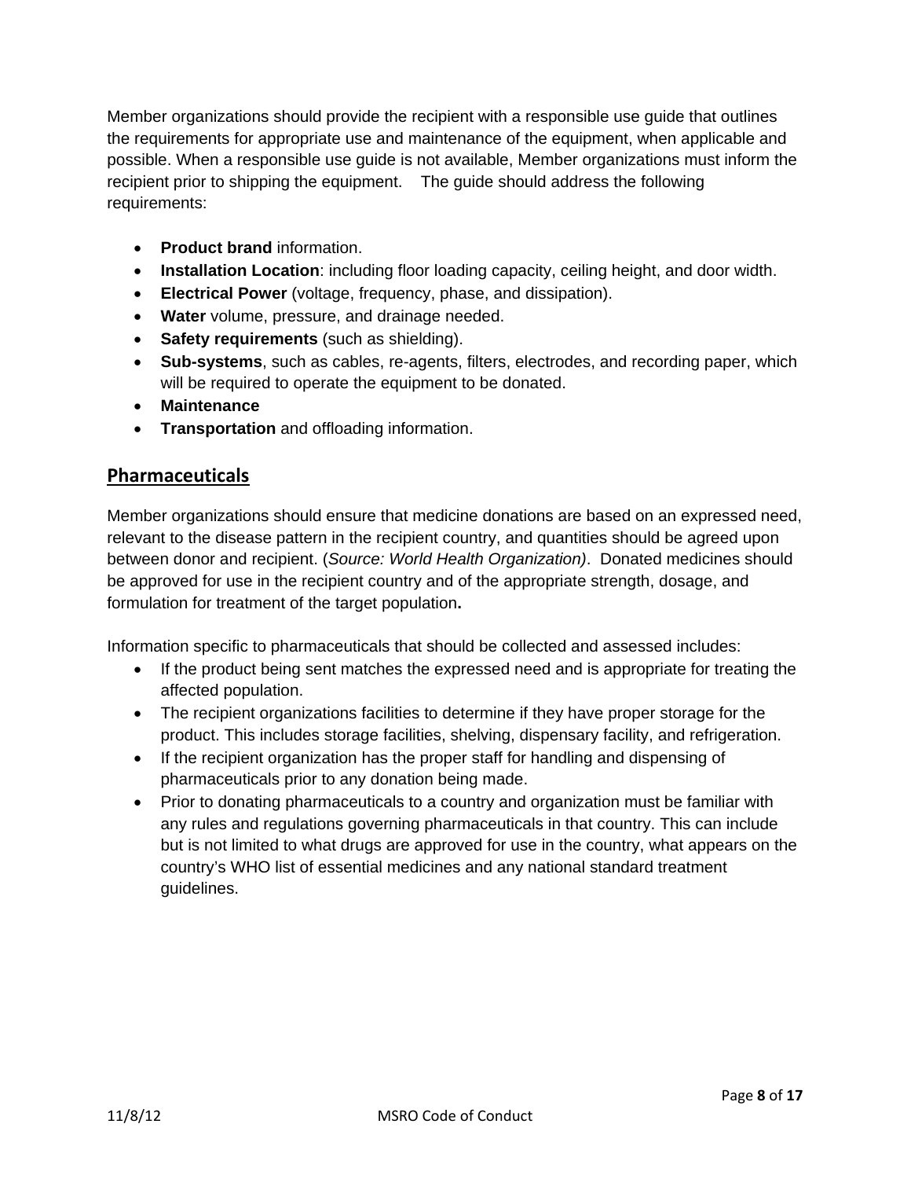Member organizations should provide the recipient with a responsible use guide that outlines the requirements for appropriate use and maintenance of the equipment, when applicable and possible. When a responsible use guide is not available, Member organizations must inform the recipient prior to shipping the equipment. The guide should address the following requirements:

- **Product brand** information.
- **Installation Location**: including floor loading capacity, ceiling height, and door width.
- **Electrical Power** (voltage, frequency, phase, and dissipation).
- **Water** volume, pressure, and drainage needed.
- **Safety requirements** (such as shielding).
- **Sub-systems**, such as cables, re-agents, filters, electrodes, and recording paper, which will be required to operate the equipment to be donated.
- **Maintenance**
- **Transportation** and offloading information.

## Pharmaceuticals

Member organizations should ensure that medicine donations are based on an expressed need, relevant to the disease pattern in the recipient country, and quantities should be agreed upon between donor and recipient. (*Source: World Health Organization)*. Donated medicines should be approved for use in the recipient country and of the appropriate strength, dosage, and formulation for treatment of the target population**.**

Information specific to pharmaceuticals that should be collected and assessed includes:

- If the product being sent matches the expressed need and is appropriate for treating the affected population.
- The recipient organizations facilities to determine if they have proper storage for the product. This includes storage facilities, shelving, dispensary facility, and refrigeration.
- If the recipient organization has the proper staff for handling and dispensing of pharmaceuticals prior to any donation being made.
- Prior to donating pharmaceuticals to a country and organization must be familiar with any rules and regulations governing pharmaceuticals in that country. This can include but is not limited to what drugs are approved for use in the country, what appears on the country's WHO list of essential medicines and any national standard treatment guidelines.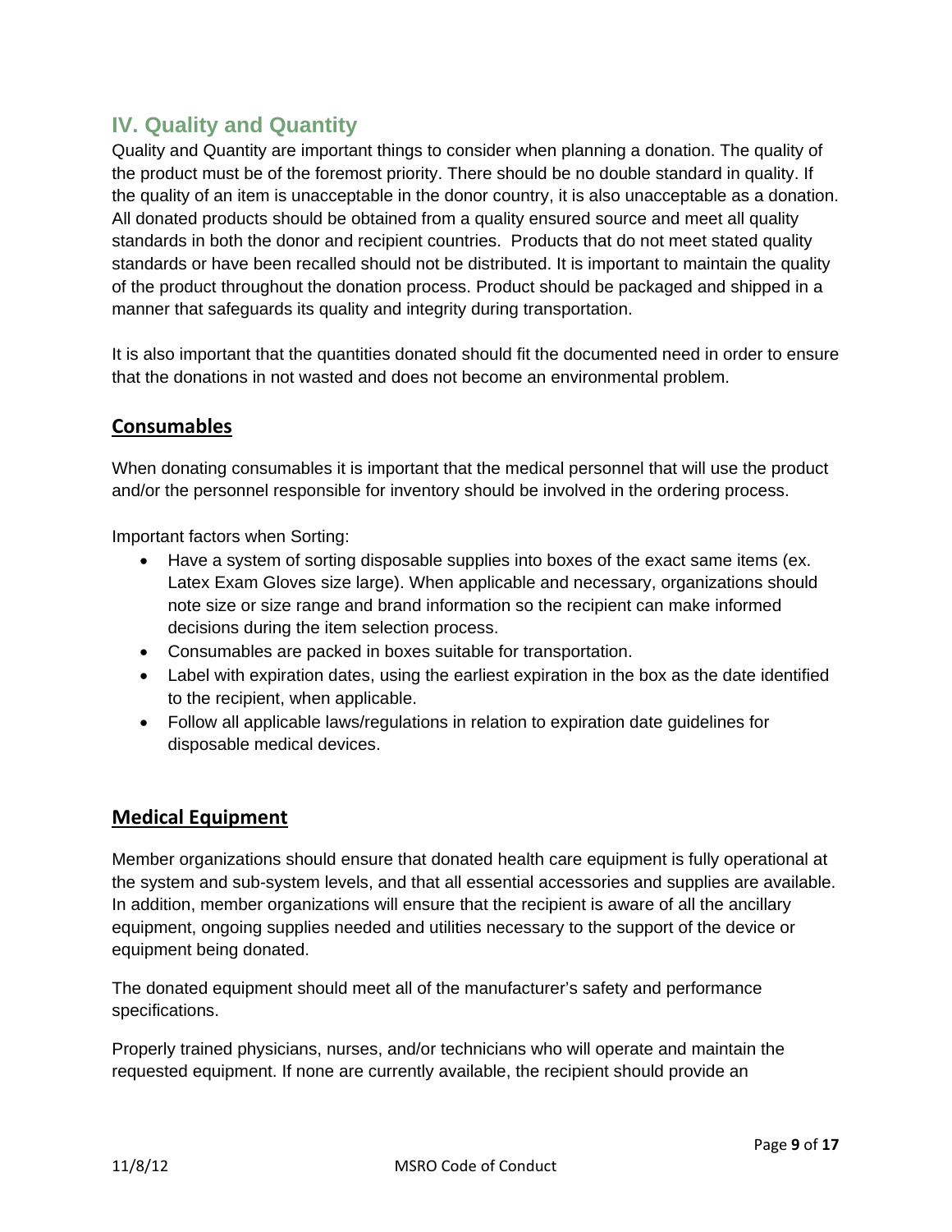## IV. Quality and Quantity

Quality and Quantity are important things to consider when planning a donation. The quality of the product must be of the foremost priority. There should be no double standard in quality. If the quality of an item is unacceptable in the donor country, it is also unacceptable as a donation. All donated products should be obtained from a quality ensured source and meet all quality standards in both the donor and recipient countries. Products that do not meet stated quality standards or have been recalled should not be distributed. It is important to maintain the quality of the product throughout the donation process. Product should be packaged and shipped in a manner that safeguards its quality and integrity during transportation.

It is also important that the quantities donated should fit the documented need in order to ensure that the donations in not wasted and does not become an environmental problem.

### Consumables

When donating consumables it is important that the medical personnel that will use the product and/or the personnel responsible for inventory should be involved in the ordering process.

Important factors when Sorting:

- Have a system of sorting disposable supplies into boxes of the exact same items (ex. Latex Exam Gloves size large). When applicable and necessary, organizations should note size or size range and brand information so the recipient can make informed decisions during the item selection process.
- Consumables are packed in boxes suitable for transportation.
- Label with expiration dates, using the earliest expiration in the box as the date identified to the recipient, when applicable.
- Follow all applicable laws/regulations in relation to expiration date guidelines for disposable medical devices.

### Medical Equipment

Member organizations should ensure that donated health care equipment is fully operational at the system and sub-system levels, and that all essential accessories and supplies are available. In addition, member organizations will ensure that the recipient is aware of all the ancillary equipment, ongoing supplies needed and utilities necessary to the support of the device or equipment being donated.

The donated equipment should meet all of the manufacturer's safety and performance specifications.

Properly trained physicians, nurses, and/or technicians who will operate and maintain the requested equipment. If none are currently available, the recipient should provide an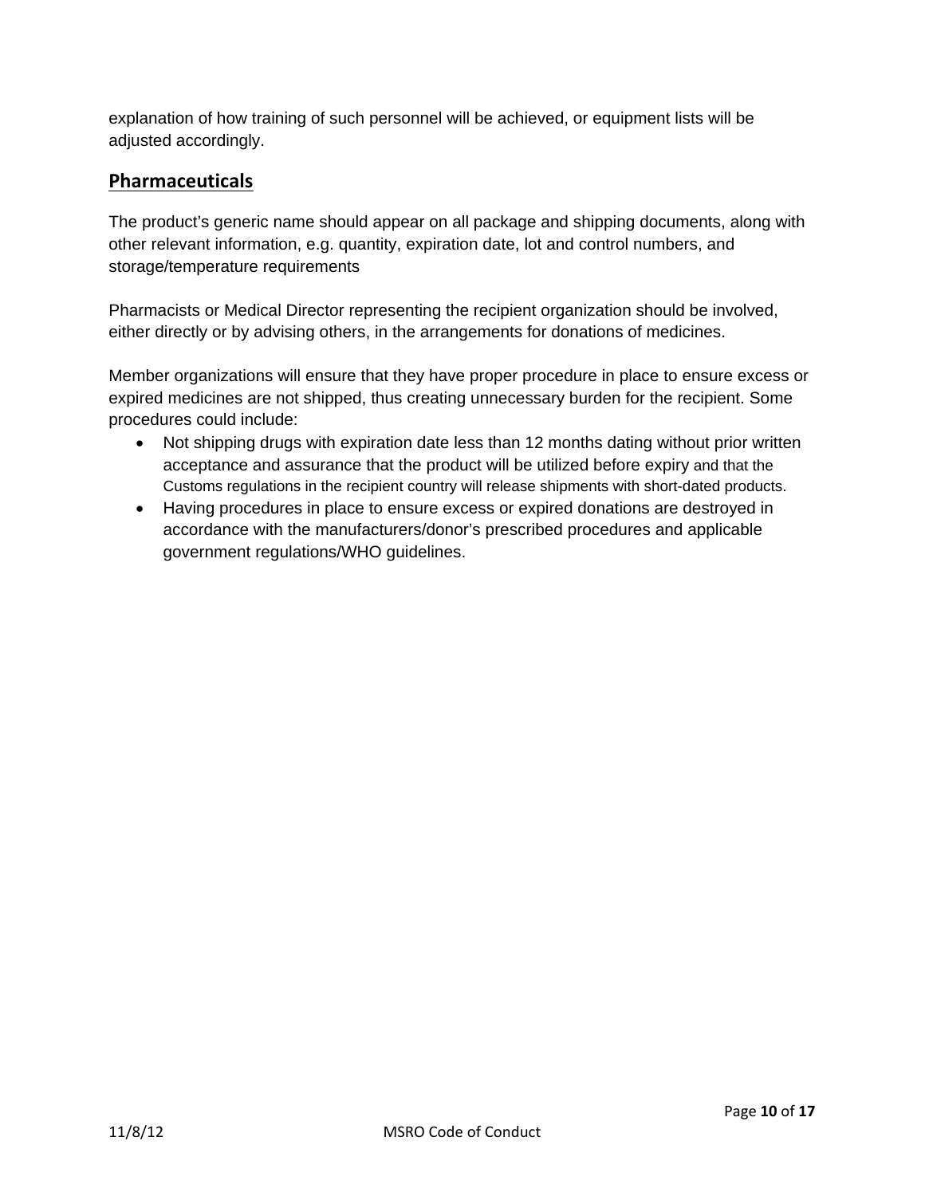explanation of how training of such personnel will be achieved, or equipment lists will be adjusted accordingly.

## Pharmaceuticals

The product's generic name should appear on all package and shipping documents, along with other relevant information, e.g. quantity, expiration date, lot and control numbers, and storage/temperature requirements

Pharmacists or Medical Director representing the recipient organization should be involved, either directly or by advising others, in the arrangements for donations of medicines.

Member organizations will ensure that they have proper procedure in place to ensure excess or expired medicines are not shipped, thus creating unnecessary burden for the recipient. Some procedures could include:

- Not shipping drugs with expiration date less than 12 months dating without prior written acceptance and assurance that the product will be utilized before expiry and that the Customs regulations in the recipient country will release shipments with short-dated products.
- Having procedures in place to ensure excess or expired donations are destroyed in accordance with the manufacturers/donor's prescribed procedures and applicable government regulations/WHO guidelines.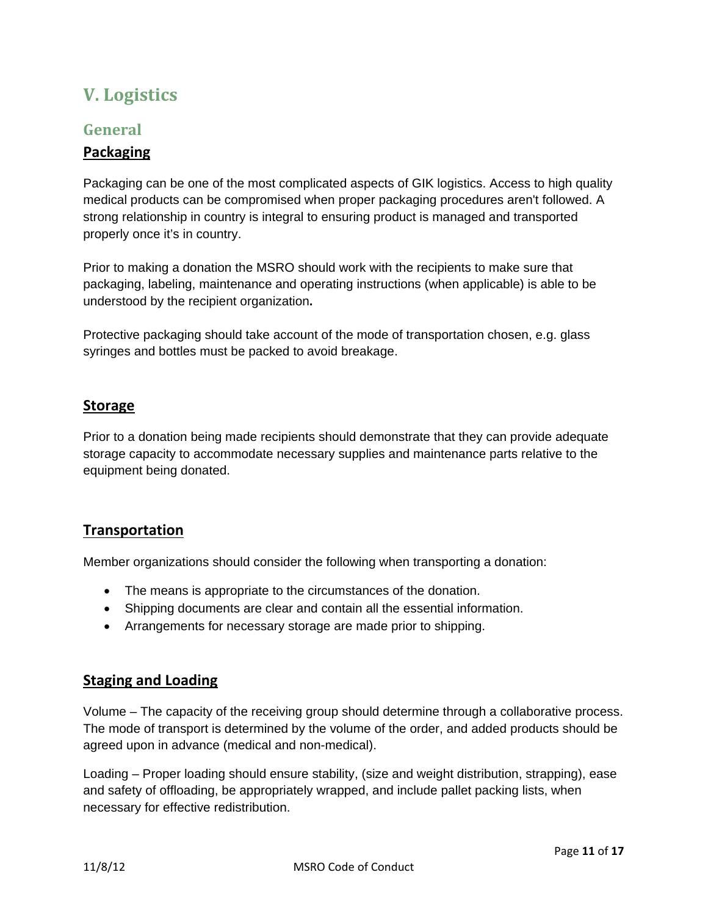# V. Logistics

## General

### Packaging

Packaging can be one of the most complicated aspects of GIK logistics. Access to high quality medical products can be compromised when proper packaging procedures aren't followed. A strong relationship in country is integral to ensuring product is managed and transported properly once it's in country.

Prior to making a donation the MSRO should work with the recipients to make sure that packaging, labeling, maintenance and operating instructions (when applicable) is able to be understood by the recipient organization**.**

Protective packaging should take account of the mode of transportation chosen, e.g. glass syringes and bottles must be packed to avoid breakage.

### Storage

Prior to a donation being made recipients should demonstrate that they can provide adequate storage capacity to accommodate necessary supplies and maintenance parts relative to the equipment being donated.

### Transportation

Member organizations should consider the following when transporting a donation:

- The means is appropriate to the circumstances of the donation.
- Shipping documents are clear and contain all the essential information.
- Arrangements for necessary storage are made prior to shipping.

### Staging and Loading

Volume – The capacity of the receiving group should determine through a collaborative process. The mode of transport is determined by the volume of the order, and added products should be agreed upon in advance (medical and non-medical).

Loading – Proper loading should ensure stability, (size and weight distribution, strapping), ease and safety of offloading, be appropriately wrapped, and include pallet packing lists, when necessary for effective redistribution.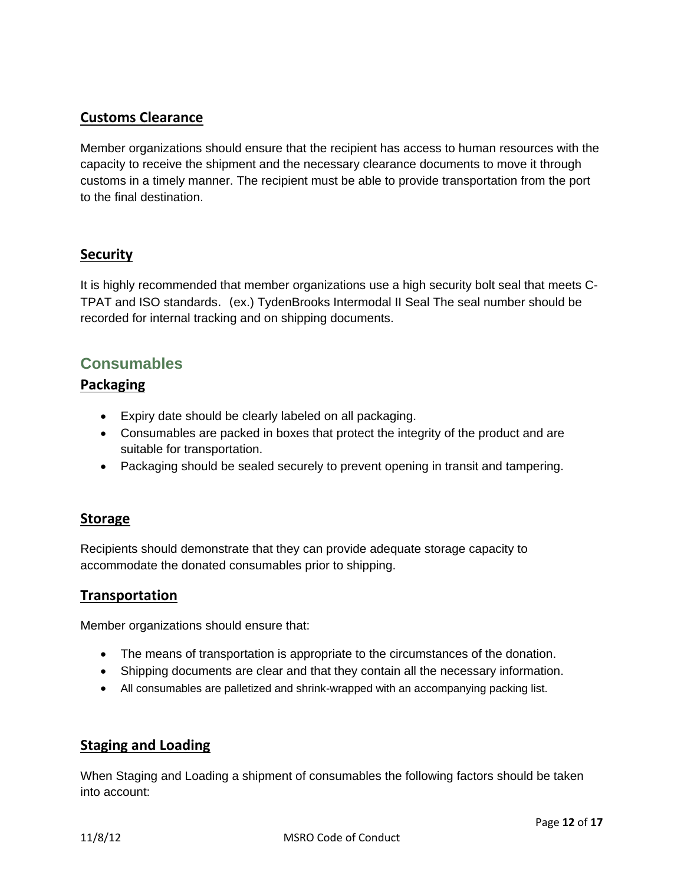## Customs Clearance

Member organizations should ensure that the recipient has access to human resources with the capacity to receive the shipment and the necessary clearance documents to move it through customs in a timely manner. The recipient must be able to provide transportation from the port to the final destination.

## Security

It is highly recommended that member organizations use a high security bolt seal that meets C-TPAT and ISO standards. (ex.) TydenBrooks Intermodal II Seal The seal number should be recorded for internal tracking and on shipping documents.

# Consumables

## Packaging

- Expiry date should be clearly labeled on all packaging.
- Consumables are packed in boxes that protect the integrity of the product and are suitable for transportation.
- Packaging should be sealed securely to prevent opening in transit and tampering.

## Storage

Recipients should demonstrate that they can provide adequate storage capacity to accommodate the donated consumables prior to shipping.

## Transportation

Member organizations should ensure that:

- The means of transportation is appropriate to the circumstances of the donation.
- Shipping documents are clear and that they contain all the necessary information.
- All consumables are palletized and shrink-wrapped with an accompanying packing list.

## Staging and Loading

When Staging and Loading a shipment of consumables the following factors should be taken into account: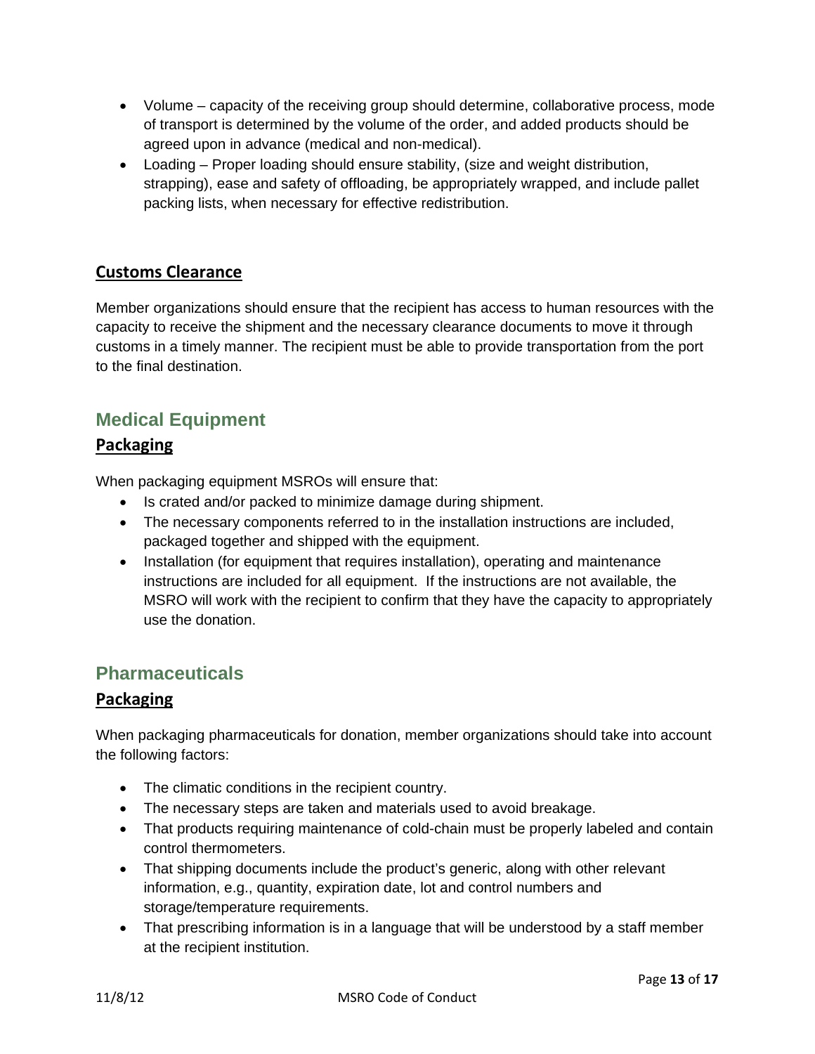- Volume – capacity of the receiving group should determine, collaborative process, mode of transport is determined by the volume of the order, and added products should be agreed upon in advance (medical and non-medical).
- Loading – Proper loading should ensure stability, (size and weight distribution, strapping), ease and safety of offloading, be appropriately wrapped, and include pallet packing lists, when necessary for effective redistribution.

### Customs Clearance

Member organizations should ensure that the recipient has access to human resources with the capacity to receive the shipment and the necessary clearance documents to move it through customs in a timely manner. The recipient must be able to provide transportation from the port to the final destination.

## Medical Equipment

### Packaging

When packaging equipment MSROs will ensure that:

- Is crated and/or packed to minimize damage during shipment.
- The necessary components referred to in the installation instructions are included, packaged together and shipped with the equipment.
- Installation (for equipment that requires installation), operating and maintenance instructions are included for all equipment. If the instructions are not available, the MSRO will work with the recipient to confirm that they have the capacity to appropriately use the donation.

## Pharmaceuticals

### Packaging

When packaging pharmaceuticals for donation, member organizations should take into account the following factors:

- The climatic conditions in the recipient country.
- The necessary steps are taken and materials used to avoid breakage.
- That products requiring maintenance of cold-chain must be properly labeled and contain control thermometers.
- That shipping documents include the product's generic, along with other relevant information, e.g., quantity, expiration date, lot and control numbers and storage/temperature requirements.
- That prescribing information is in a language that will be understood by a staff member at the recipient institution.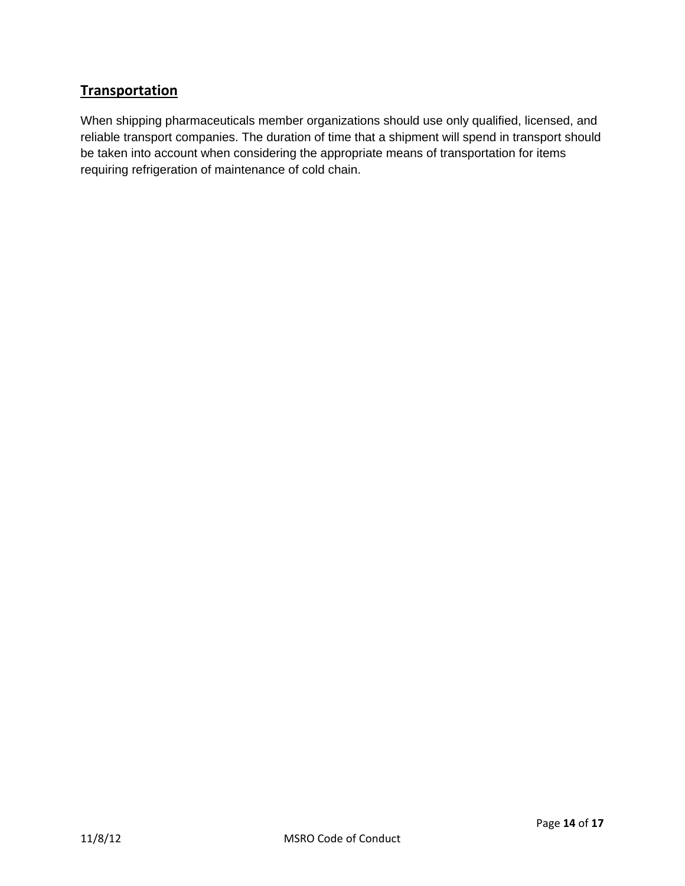## Transportation

When shipping pharmaceuticals member organizations should use only qualified, licensed, and reliable transport companies. The duration of time that a shipment will spend in transport should be taken into account when considering the appropriate means of transportation for items requiring refrigeration of maintenance of cold chain.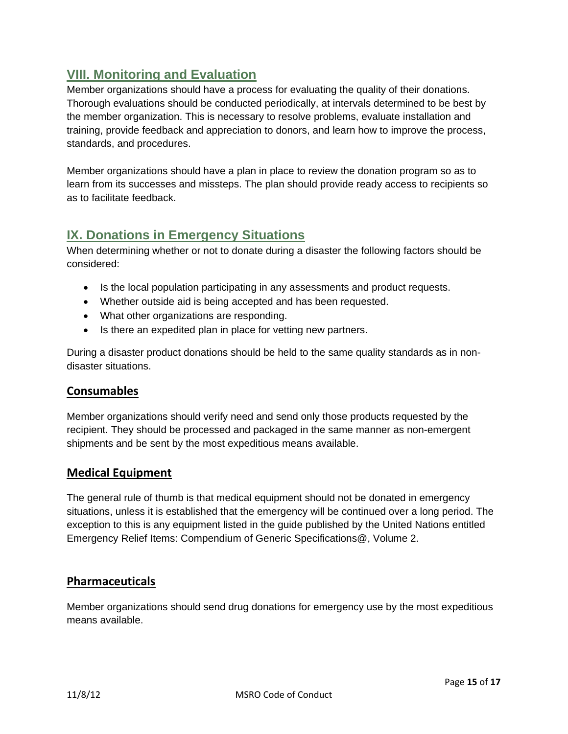## VIII. Monitoring and Evaluation

Member organizations should have a process for evaluating the quality of their donations. Thorough evaluations should be conducted periodically, at intervals determined to be best by the member organization. This is necessary to resolve problems, evaluate installation and training, provide feedback and appreciation to donors, and learn how to improve the process, standards, and procedures.

Member organizations should have a plan in place to review the donation program so as to learn from its successes and missteps. The plan should provide ready access to recipients so as to facilitate feedback.

## IX. Donations in Emergency Situations

When determining whether or not to donate during a disaster the following factors should be considered:

- Is the local population participating in any assessments and product requests.
- Whether outside aid is being accepted and has been requested.
- What other organizations are responding.
- Is there an expedited plan in place for vetting new partners.

During a disaster product donations should be held to the same quality standards as in non-disaster situations.

### Consumables

Member organizations should verify need and send only those products requested by the recipient. They should be processed and packaged in the same manner as non-emergent shipments and be sent by the most expeditious means available.

### Medical Equipment

The general rule of thumb is that medical equipment should not be donated in emergency situations, unless it is established that the emergency will be continued over a long period. The exception to this is any equipment listed in the guide published by the United Nations entitled Emergency Relief Items: Compendium of Generic Specifications@, Volume 2.

### Pharmaceuticals

Member organizations should send drug donations for emergency use by the most expeditious means available.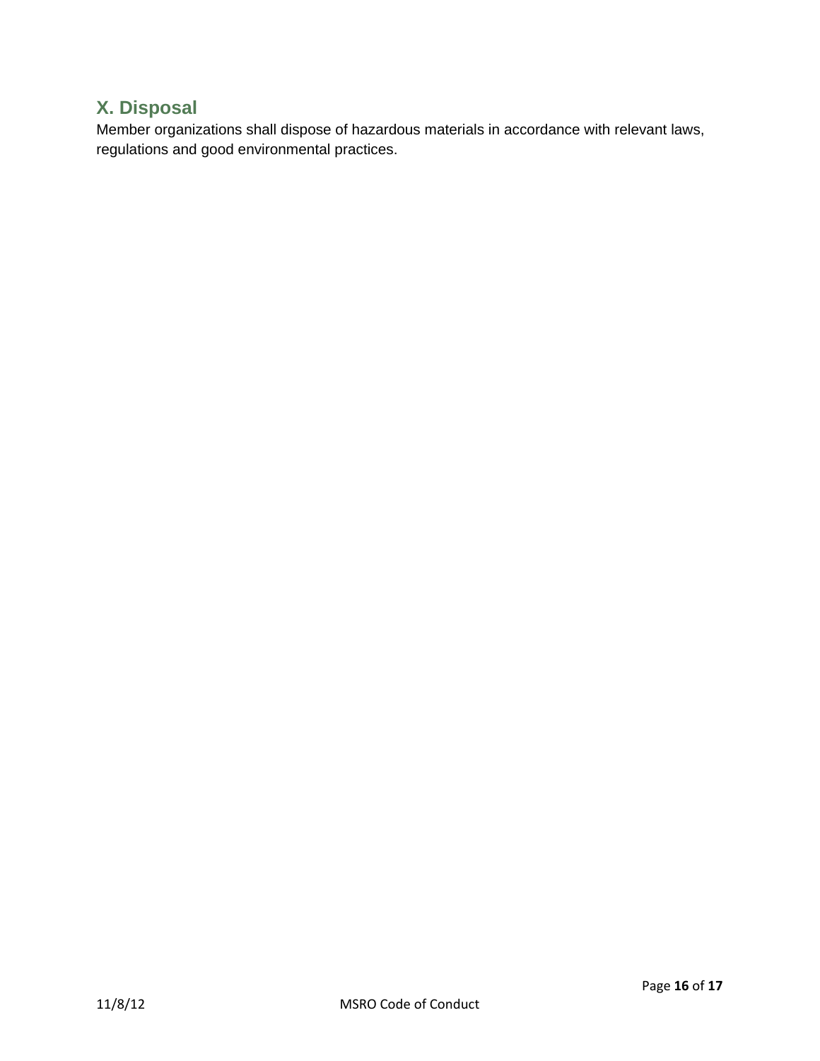## X. Disposal

Member organizations shall dispose of hazardous materials in accordance with relevant laws, regulations and good environmental practices.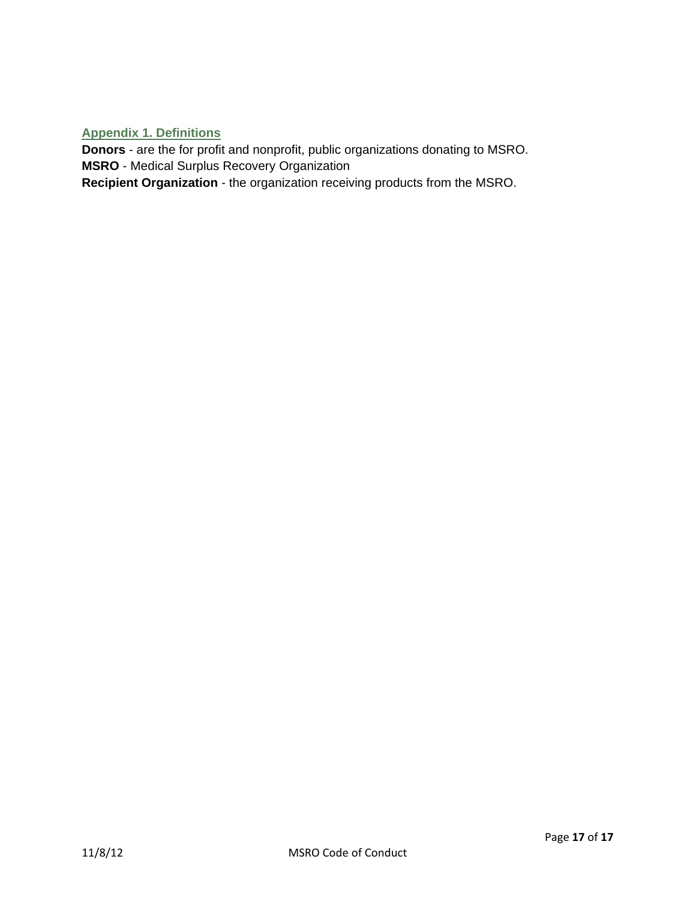## Appendix 1. Definitions

**Donors** - are the for profit and nonprofit, public organizations donating to MSRO.
**MSRO** - Medical Surplus Recovery Organization
**Recipient Organization** - the organization receiving products from the MSRO.